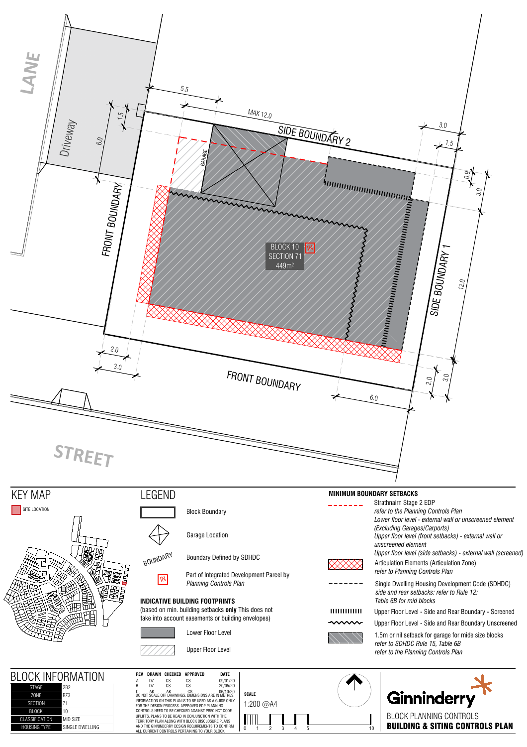LANE

Driveway

FRONT BOUNDARY

SIDE BOUNDARY 2

SIDE BOUNDARY 1

FRONT BOUNDARY

STREET

GARAGE

BLOCK 10
SECTION 71
449m²

5.5 MAX 12.0 3.0 1.5 0.9 3.0 12.0 1.5 6.0 2.0 3.0 2.0 3.0 6.0

## KEY MAP

SITE LOCATION

## LEGEND

- Block Boundary
- Garage Location
- BOUNDARY — Boundary Defined by SDHDC
- IN — Part of Integrated Development Parcel by *Planning Controls Plan*

**INDICATIVE BUILDING FOOTPRINTS**
(based on min. building setbacks **only** This does not take into account easements or building envelopes)

- Lower Floor Level
- Upper Floor Level

**MINIMUM BOUNDARY SETBACKS**

- Strathnairn Stage 2 EDP
  *refer to the Planning Controls Plan*
  *Lower floor level - external wall or unscreened element (Excluding Garages/Carports)*
  *Upper floor level (front setbacks) - external wall or unscreened element*
  *Upper floor level (side setbacks) - external wall (screened)*
- Articulation Elements (Articulation Zone)
  *refer to Planning Controls Plan*
- Single Dwelling Housing Development Code (SDHDC)
  *side and rear setbacks: refer to Rule 12: Table 6B for mid blocks*
- Upper Floor Level - Side and Rear Boundary - Screened
- Upper Floor Level - Side and Rear Boundary Unscreened
- 1.5m or nil setback for garage for mide size blocks
  *refer to SDHDC Rule 15, Table 6B*
  *refer to the Planning Controls Plan*

## BLOCK INFORMATION

| | |
|---|---|
| STAGE | 2B2 |
| ZONE | RZ3 |
| SECTION | 71 |
| BLOCK | 10 |
| CLASSIFICATION | MID SIZE |
| HOUSING TYPE | SINGLE DWELLING |

| REV | DRAWN | CHECKED | APPROVED | DATE |
|---|---|---|---|---|
| A | DZ | CS | CS | 09/01/20 |
| B | DZ | CS | CS | 20/05/20 |
| C | AK | AK | CS | 06/10/20 |

DO NOT SCALE OFF DRAWINGS. DIMENSIONS ARE IN METRES. INFORMATION ON THIS PLAN IS TO BE USED AS A GUIDE ONLY FOR THE DESIGN PROCESS. APPROVED EDP PLANNING CONTROLS NEED TO BE CHECKED AGAINST PRECINCT CODE UPLIFTS. PLANS TO BE READ IN CONJUNCTION WITH THE TERRITORY PLAN ALONG WITH BLOCK DISCLOSURE PLANS AND THE GINNINDERRY DESIGN REQUIREMENTS TO CONFIRM ALL CURRENT CONTROLS PERTAINING TO YOUR BLOCK.

**SCALE**
1:200 @A4

0 1 2 3 4 5 10

Ginninderry

BLOCK PLANNING CONTROLS
**BUILDING & SITING CONTROLS PLAN**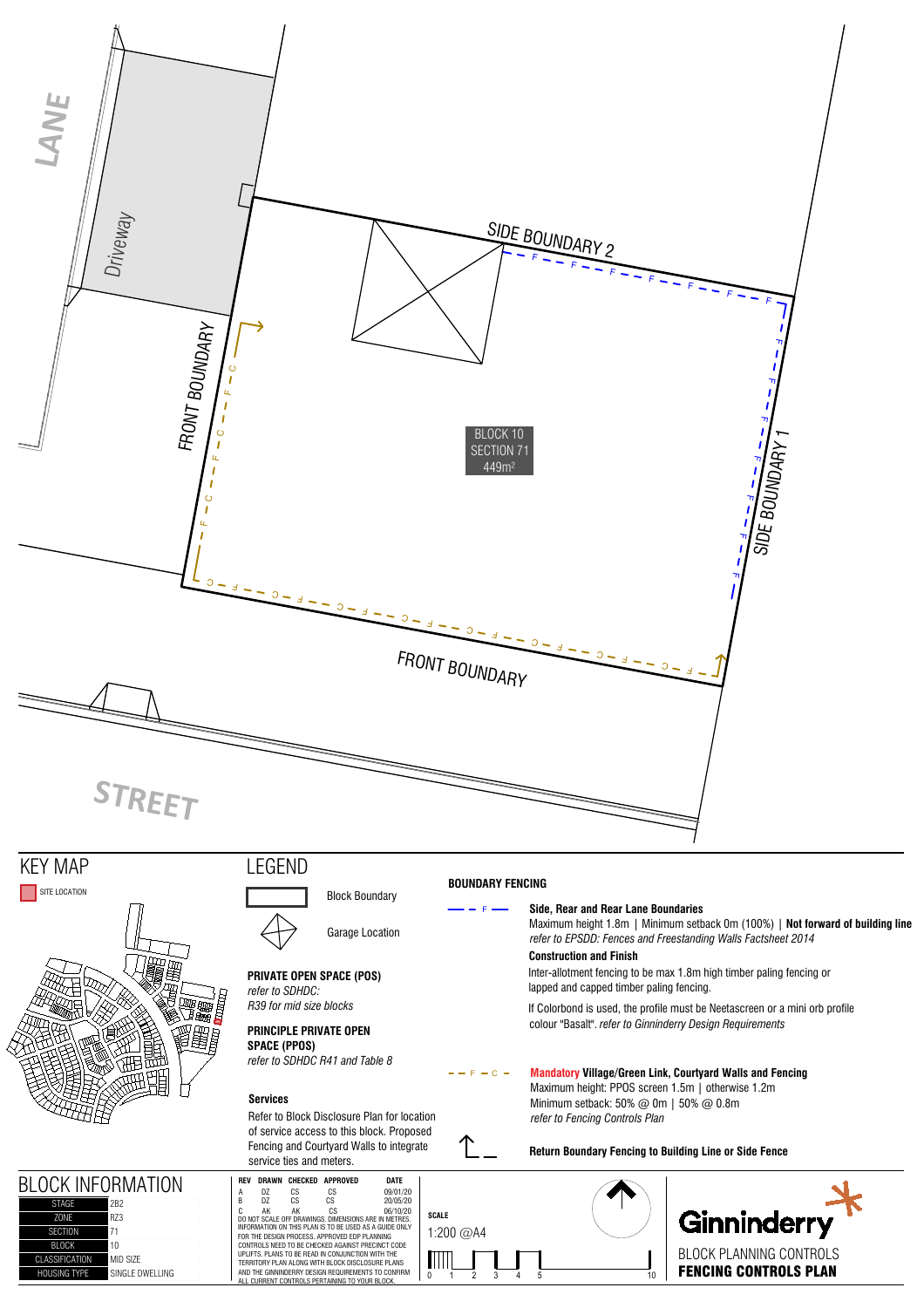LANE

Driveway

SIDE BOUNDARY 2

FRONT BOUNDARY

BLOCK 10
SECTION 71
449m²

SIDE BOUNDARY 1

FRONT BOUNDARY

STREET

## KEY MAP

SITE LOCATION

## LEGEND

Block Boundary

Garage Location

**PRIVATE OPEN SPACE (POS)**
*refer to SDHDC:*
*R39 for mid size blocks*

**PRINCIPLE PRIVATE OPEN SPACE (PPOS)**
*refer to SDHDC R41 and Table 8*

**Services**

Refer to Block Disclosure Plan for location of service access to this block. Proposed Fencing and Courtyard Walls to integrate service ties and meters.

## BOUNDARY FENCING

**Side, Rear and Rear Lane Boundaries**
Maximum height 1.8m | Minimum setback 0m (100%) | **Not forward of building line**
*refer to EPSDD: Fences and Freestanding Walls Factsheet 2014*

**Construction and Finish**
Inter-allotment fencing to be max 1.8m high timber paling fencing or lapped and capped timber paling fencing.

If Colorbond is used, the profile must be Neetascreen or a mini orb profile colour "Basalt". *refer to Ginninderry Design Requirements*

**Mandatory Village/Green Link, Courtyard Walls and Fencing**
Maximum height: PPOS screen 1.5m | otherwise 1.2m
Minimum setback: 50% @ 0m | 50% @ 0.8m
*refer to Fencing Controls Plan*

**Return Boundary Fencing to Building Line or Side Fence**

## BLOCK INFORMATION

| | |
|---|---|
| STAGE | 2B2 |
| ZONE | RZ3 |
| SECTION | 71 |
| BLOCK | 10 |
| CLASSIFICATION | MID SIZE |
| HOUSING TYPE | SINGLE DWELLING |

| REV | DRAWN | CHECKED | APPROVED | DATE |
|---|---|---|---|---|
| A | DZ | CS | CS | 09/01/20 |
| B | DZ | CS | CS | 20/05/20 |
| C | AK | AK | CS | 06/10/20 |

DO NOT SCALE OFF DRAWINGS. DIMENSIONS ARE IN METRES. INFORMATION ON THIS PLAN IS TO BE USED AS A GUIDE ONLY FOR THE DESIGN PROCESS. APPROVED EDP PLANNING CONTROLS NEED TO BE CHECKED AGAINST PRECINCT CODE UPLIFTS. PLANS TO BE READ IN CONJUNCTION WITH THE TERRITORY PLAN ALONG WITH BLOCK DISCLOSURE PLANS AND THE GINNINDERRY DESIGN REQUIREMENTS TO CONFIRM ALL CURRENT CONTROLS PERTAINING TO YOUR BLOCK.

**SCALE**
1:200 @A4

0 1 2 3 4 5 10

Ginninderry

BLOCK PLANNING CONTROLS
**FENCING CONTROLS PLAN**